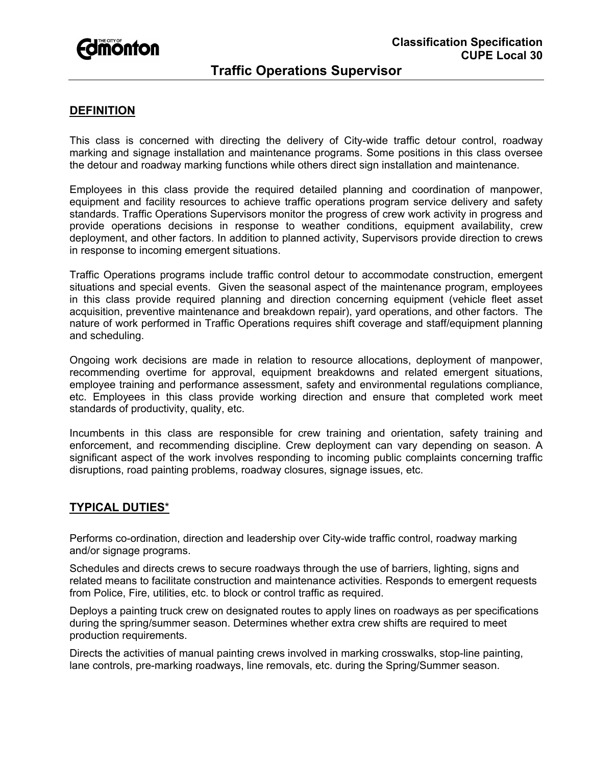**Classification Specification**
**CUPE Local 30**

# Traffic Operations Supervisor

## DEFINITION

This class is concerned with directing the delivery of City-wide traffic detour control, roadway marking and signage installation and maintenance programs. Some positions in this class oversee the detour and roadway marking functions while others direct sign installation and maintenance.

Employees in this class provide the required detailed planning and coordination of manpower, equipment and facility resources to achieve traffic operations program service delivery and safety standards. Traffic Operations Supervisors monitor the progress of crew work activity in progress and provide operations decisions in response to weather conditions, equipment availability, crew deployment, and other factors. In addition to planned activity, Supervisors provide direction to crews in response to incoming emergent situations.

Traffic Operations programs include traffic control detour to accommodate construction, emergent situations and special events. Given the seasonal aspect of the maintenance program, employees in this class provide required planning and direction concerning equipment (vehicle fleet asset acquisition, preventive maintenance and breakdown repair), yard operations, and other factors. The nature of work performed in Traffic Operations requires shift coverage and staff/equipment planning and scheduling.

Ongoing work decisions are made in relation to resource allocations, deployment of manpower, recommending overtime for approval, equipment breakdowns and related emergent situations, employee training and performance assessment, safety and environmental regulations compliance, etc. Employees in this class provide working direction and ensure that completed work meet standards of productivity, quality, etc.

Incumbents in this class are responsible for crew training and orientation, safety training and enforcement, and recommending discipline. Crew deployment can vary depending on season. A significant aspect of the work involves responding to incoming public complaints concerning traffic disruptions, road painting problems, roadway closures, signage issues, etc.

## TYPICAL DUTIES*

Performs co-ordination, direction and leadership over City-wide traffic control, roadway marking and/or signage programs.

Schedules and directs crews to secure roadways through the use of barriers, lighting, signs and related means to facilitate construction and maintenance activities. Responds to emergent requests from Police, Fire, utilities, etc. to block or control traffic as required.

Deploys a painting truck crew on designated routes to apply lines on roadways as per specifications during the spring/summer season. Determines whether extra crew shifts are required to meet production requirements.

Directs the activities of manual painting crews involved in marking crosswalks, stop-line painting, lane controls, pre-marking roadways, line removals, etc. during the Spring/Summer season.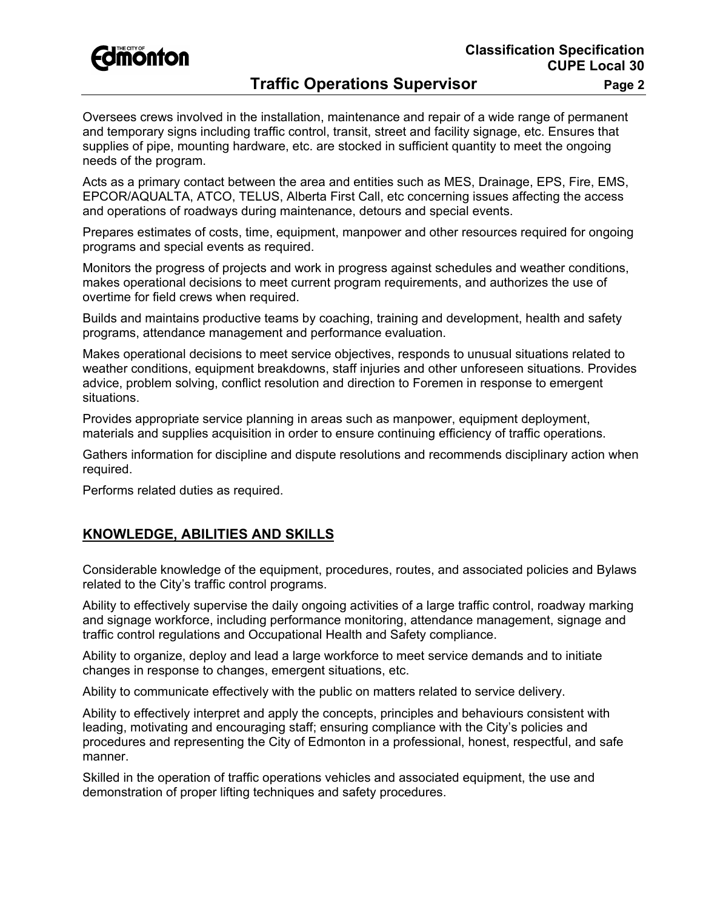Oversees crews involved in the installation, maintenance and repair of a wide range of permanent and temporary signs including traffic control, transit, street and facility signage, etc. Ensures that supplies of pipe, mounting hardware, etc. are stocked in sufficient quantity to meet the ongoing needs of the program.

Acts as a primary contact between the area and entities such as MES, Drainage, EPS, Fire, EMS, EPCOR/AQUALTA, ATCO, TELUS, Alberta First Call, etc concerning issues affecting the access and operations of roadways during maintenance, detours and special events.

Prepares estimates of costs, time, equipment, manpower and other resources required for ongoing programs and special events as required.

Monitors the progress of projects and work in progress against schedules and weather conditions, makes operational decisions to meet current program requirements, and authorizes the use of overtime for field crews when required.

Builds and maintains productive teams by coaching, training and development, health and safety programs, attendance management and performance evaluation.

Makes operational decisions to meet service objectives, responds to unusual situations related to weather conditions, equipment breakdowns, staff injuries and other unforeseen situations. Provides advice, problem solving, conflict resolution and direction to Foremen in response to emergent situations.

Provides appropriate service planning in areas such as manpower, equipment deployment, materials and supplies acquisition in order to ensure continuing efficiency of traffic operations.

Gathers information for discipline and dispute resolutions and recommends disciplinary action when required.

Performs related duties as required.

## KNOWLEDGE, ABILITIES AND SKILLS

Considerable knowledge of the equipment, procedures, routes, and associated policies and Bylaws related to the City's traffic control programs.

Ability to effectively supervise the daily ongoing activities of a large traffic control, roadway marking and signage workforce, including performance monitoring, attendance management, signage and traffic control regulations and Occupational Health and Safety compliance.

Ability to organize, deploy and lead a large workforce to meet service demands and to initiate changes in response to changes, emergent situations, etc.

Ability to communicate effectively with the public on matters related to service delivery.

Ability to effectively interpret and apply the concepts, principles and behaviours consistent with leading, motivating and encouraging staff; ensuring compliance with the City's policies and procedures and representing the City of Edmonton in a professional, honest, respectful, and safe manner.

Skilled in the operation of traffic operations vehicles and associated equipment, the use and demonstration of proper lifting techniques and safety procedures.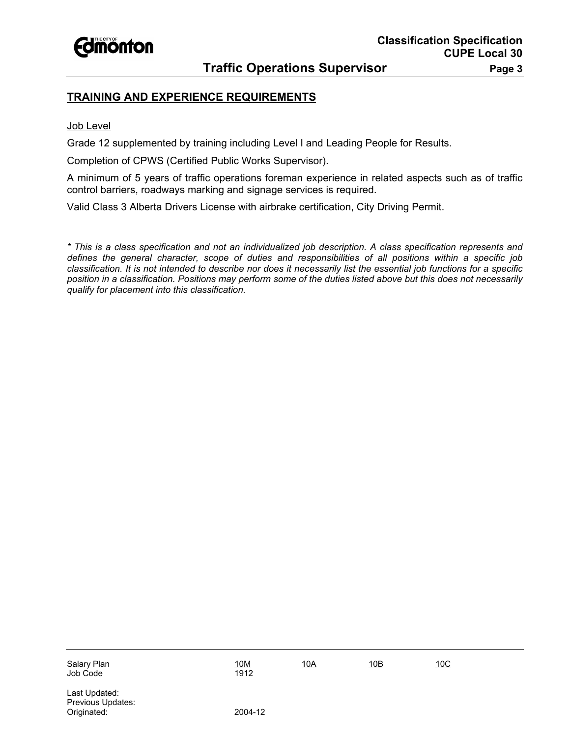## TRAINING AND EXPERIENCE REQUIREMENTS

Job Level

Grade 12 supplemented by training including Level I and Leading People for Results.

Completion of CPWS (Certified Public Works Supervisor).

A minimum of 5 years of traffic operations foreman experience in related aspects such as of traffic control barriers, roadways marking and signage services is required.

Valid Class 3 Alberta Drivers License with airbrake certification, City Driving Permit.

*\* This is a class specification and not an individualized job description. A class specification represents and defines the general character, scope of duties and responsibilities of all positions within a specific job classification. It is not intended to describe nor does it necessarily list the essential job functions for a specific position in a classification. Positions may perform some of the duties listed above but this does not necessarily qualify for placement into this classification.*

| | | | | |
|---|---|---|---|---|
| Salary Plan | 10M | 10A | 10B | 10C |
| Job Code | 1912 | | | |
| Last Updated: | | | | |
| Previous Updates: | | | | |
| Originated: | 2004-12 | | | |